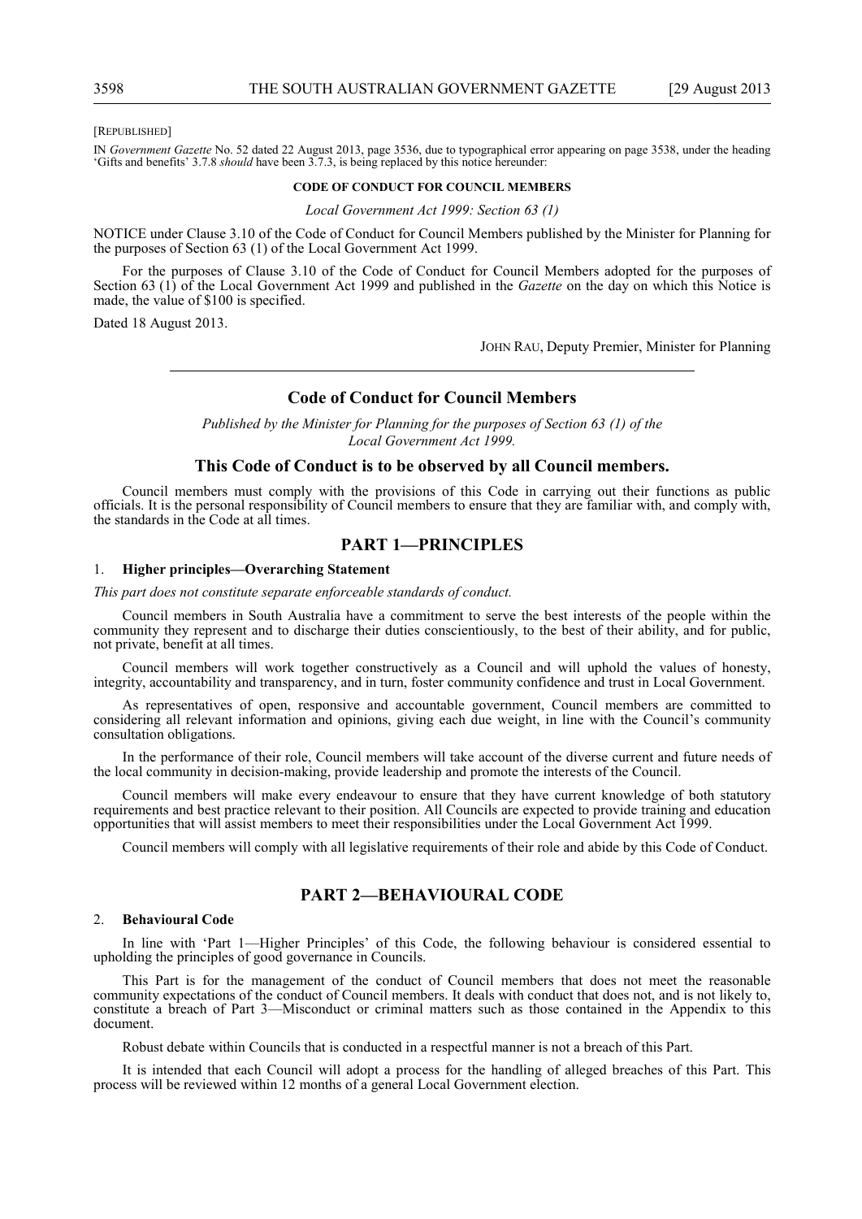[REPUBLISHED]

IN *Government Gazette* No. 52 dated 22 August 2013, page 3536, due to typographical error appearing on page 3538, under the heading 'Gifts and benefits' 3.7.8 *should* have been 3.7.3, is being replaced by this notice hereunder:

**CODE OF CONDUCT FOR COUNCIL MEMBERS**

*Local Government Act 1999: Section 63 (1)*

NOTICE under Clause 3.10 of the Code of Conduct for Council Members published by the Minister for Planning for the purposes of Section 63 (1) of the Local Government Act 1999.

For the purposes of Clause 3.10 of the Code of Conduct for Council Members adopted for the purposes of Section 63 (1) of the Local Government Act 1999 and published in the *Gazette* on the day on which this Notice is made, the value of $100 is specified.

Dated 18 August 2013.

JOHN RAU, Deputy Premier, Minister for Planning

---

## Code of Conduct for Council Members

*Published by the Minister for Planning for the purposes of Section 63 (1) of the Local Government Act 1999.*

### This Code of Conduct is to be observed by all Council members.

Council members must comply with the provisions of this Code in carrying out their functions as public officials. It is the personal responsibility of Council members to ensure that they are familiar with, and comply with, the standards in the Code at all times.

## PART 1—PRINCIPLES

### 1. Higher principles—Overarching Statement

*This part does not constitute separate enforceable standards of conduct.*

Council members in South Australia have a commitment to serve the best interests of the people within the community they represent and to discharge their duties conscientiously, to the best of their ability, and for public, not private, benefit at all times.

Council members will work together constructively as a Council and will uphold the values of honesty, integrity, accountability and transparency, and in turn, foster community confidence and trust in Local Government.

As representatives of open, responsive and accountable government, Council members are committed to considering all relevant information and opinions, giving each due weight, in line with the Council's community consultation obligations.

In the performance of their role, Council members will take account of the diverse current and future needs of the local community in decision-making, provide leadership and promote the interests of the Council.

Council members will make every endeavour to ensure that they have current knowledge of both statutory requirements and best practice relevant to their position. All Councils are expected to provide training and education opportunities that will assist members to meet their responsibilities under the Local Government Act 1999.

Council members will comply with all legislative requirements of their role and abide by this Code of Conduct.

## PART 2—BEHAVIOURAL CODE

### 2. Behavioural Code

In line with 'Part 1—Higher Principles' of this Code, the following behaviour is considered essential to upholding the principles of good governance in Councils.

This Part is for the management of the conduct of Council members that does not meet the reasonable community expectations of the conduct of Council members. It deals with conduct that does not, and is not likely to, constitute a breach of Part 3—Misconduct or criminal matters such as those contained in the Appendix to this document.

Robust debate within Councils that is conducted in a respectful manner is not a breach of this Part.

It is intended that each Council will adopt a process for the handling of alleged breaches of this Part. This process will be reviewed within 12 months of a general Local Government election.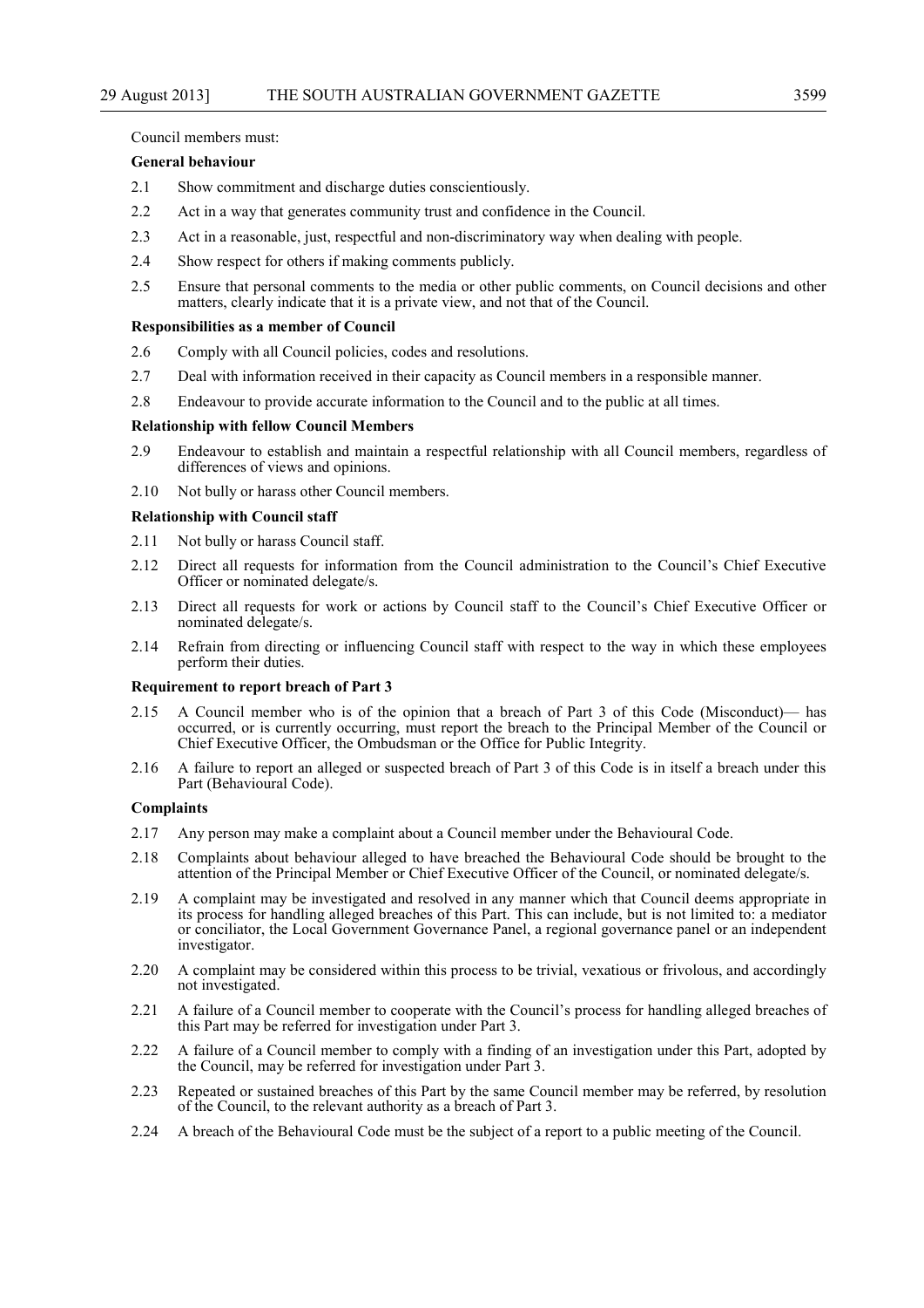Council members must:

**General behaviour**

2.1 Show commitment and discharge duties conscientiously.

2.2 Act in a way that generates community trust and confidence in the Council.

2.3 Act in a reasonable, just, respectful and non-discriminatory way when dealing with people.

2.4 Show respect for others if making comments publicly.

2.5 Ensure that personal comments to the media or other public comments, on Council decisions and other matters, clearly indicate that it is a private view, and not that of the Council.

**Responsibilities as a member of Council**

2.6 Comply with all Council policies, codes and resolutions.

2.7 Deal with information received in their capacity as Council members in a responsible manner.

2.8 Endeavour to provide accurate information to the Council and to the public at all times.

**Relationship with fellow Council Members**

2.9 Endeavour to establish and maintain a respectful relationship with all Council members, regardless of differences of views and opinions.

2.10 Not bully or harass other Council members.

**Relationship with Council staff**

2.11 Not bully or harass Council staff.

2.12 Direct all requests for information from the Council administration to the Council's Chief Executive Officer or nominated delegate/s.

2.13 Direct all requests for work or actions by Council staff to the Council's Chief Executive Officer or nominated delegate/s.

2.14 Refrain from directing or influencing Council staff with respect to the way in which these employees perform their duties.

**Requirement to report breach of Part 3**

2.15 A Council member who is of the opinion that a breach of Part 3 of this Code (Misconduct)— has occurred, or is currently occurring, must report the breach to the Principal Member of the Council or Chief Executive Officer, the Ombudsman or the Office for Public Integrity.

2.16 A failure to report an alleged or suspected breach of Part 3 of this Code is in itself a breach under this Part (Behavioural Code).

**Complaints**

2.17 Any person may make a complaint about a Council member under the Behavioural Code.

2.18 Complaints about behaviour alleged to have breached the Behavioural Code should be brought to the attention of the Principal Member or Chief Executive Officer of the Council, or nominated delegate/s.

2.19 A complaint may be investigated and resolved in any manner which that Council deems appropriate in its process for handling alleged breaches of this Part. This can include, but is not limited to: a mediator or conciliator, the Local Government Governance Panel, a regional governance panel or an independent investigator.

2.20 A complaint may be considered within this process to be trivial, vexatious or frivolous, and accordingly not investigated.

2.21 A failure of a Council member to cooperate with the Council's process for handling alleged breaches of this Part may be referred for investigation under Part 3.

2.22 A failure of a Council member to comply with a finding of an investigation under this Part, adopted by the Council, may be referred for investigation under Part 3.

2.23 Repeated or sustained breaches of this Part by the same Council member may be referred, by resolution of the Council, to the relevant authority as a breach of Part 3.

2.24 A breach of the Behavioural Code must be the subject of a report to a public meeting of the Council.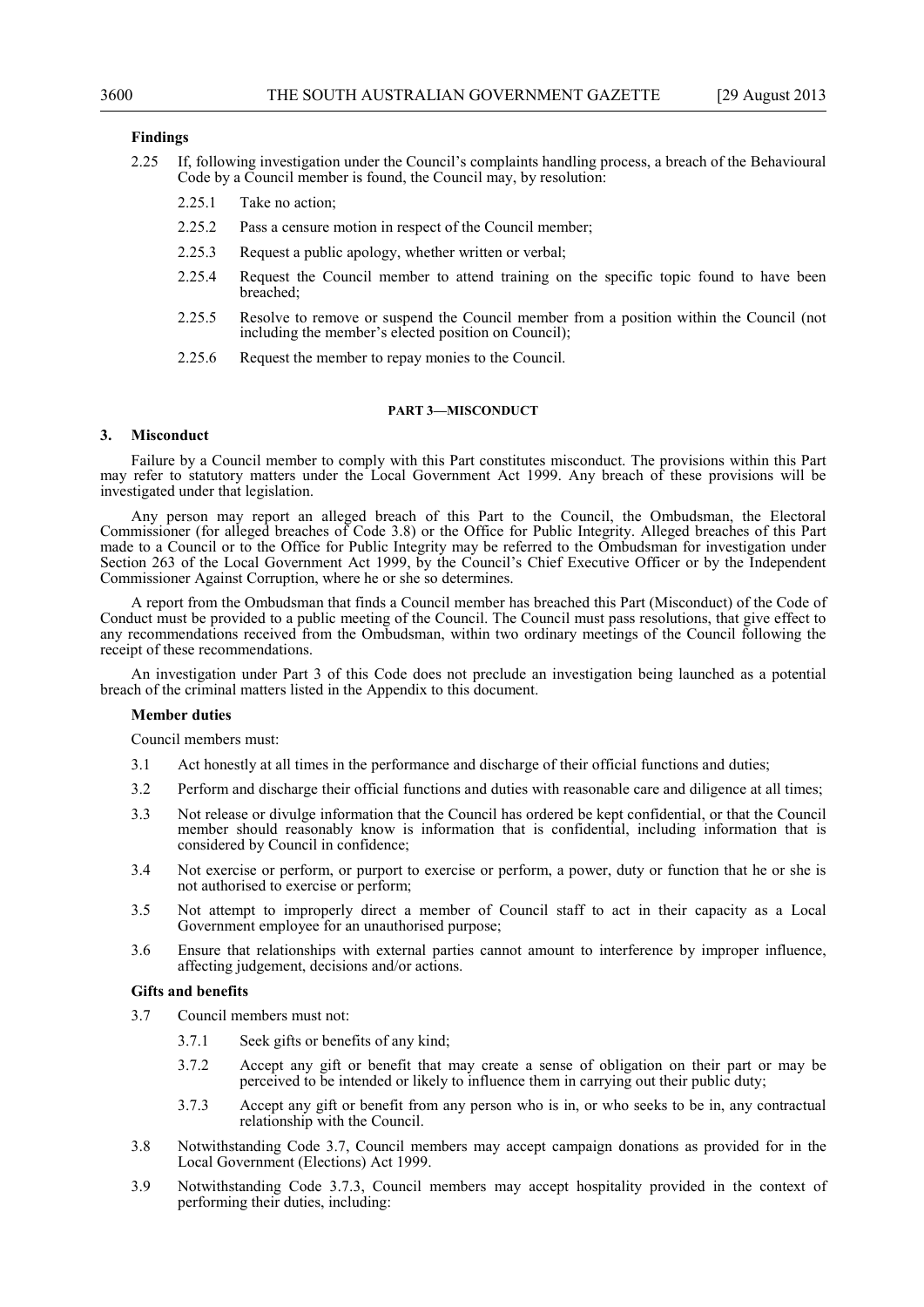**Findings**

2.25 If, following investigation under the Council's complaints handling process, a breach of the Behavioural Code by a Council member is found, the Council may, by resolution:

2.25.1 Take no action;

2.25.2 Pass a censure motion in respect of the Council member;

2.25.3 Request a public apology, whether written or verbal;

2.25.4 Request the Council member to attend training on the specific topic found to have been breached;

2.25.5 Resolve to remove or suspend the Council member from a position within the Council (not including the member's elected position on Council);

2.25.6 Request the member to repay monies to the Council.

## PART 3—MISCONDUCT

### 3. Misconduct

Failure by a Council member to comply with this Part constitutes misconduct. The provisions within this Part may refer to statutory matters under the Local Government Act 1999. Any breach of these provisions will be investigated under that legislation.

Any person may report an alleged breach of this Part to the Council, the Ombudsman, the Electoral Commissioner (for alleged breaches of Code 3.8) or the Office for Public Integrity. Alleged breaches of this Part made to a Council or to the Office for Public Integrity may be referred to the Ombudsman for investigation under Section 263 of the Local Government Act 1999, by the Council's Chief Executive Officer or by the Independent Commissioner Against Corruption, where he or she so determines.

A report from the Ombudsman that finds a Council member has breached this Part (Misconduct) of the Code of Conduct must be provided to a public meeting of the Council. The Council must pass resolutions, that give effect to any recommendations received from the Ombudsman, within two ordinary meetings of the Council following the receipt of these recommendations.

An investigation under Part 3 of this Code does not preclude an investigation being launched as a potential breach of the criminal matters listed in the Appendix to this document.

**Member duties**

Council members must:

3.1 Act honestly at all times in the performance and discharge of their official functions and duties;

3.2 Perform and discharge their official functions and duties with reasonable care and diligence at all times;

3.3 Not release or divulge information that the Council has ordered be kept confidential, or that the Council member should reasonably know is information that is confidential, including information that is considered by Council in confidence;

3.4 Not exercise or perform, or purport to exercise or perform, a power, duty or function that he or she is not authorised to exercise or perform;

3.5 Not attempt to improperly direct a member of Council staff to act in their capacity as a Local Government employee for an unauthorised purpose;

3.6 Ensure that relationships with external parties cannot amount to interference by improper influence, affecting judgement, decisions and/or actions.

**Gifts and benefits**

3.7 Council members must not:

3.7.1 Seek gifts or benefits of any kind;

3.7.2 Accept any gift or benefit that may create a sense of obligation on their part or may be perceived to be intended or likely to influence them in carrying out their public duty;

3.7.3 Accept any gift or benefit from any person who is in, or who seeks to be in, any contractual relationship with the Council.

3.8 Notwithstanding Code 3.7, Council members may accept campaign donations as provided for in the Local Government (Elections) Act 1999.

3.9 Notwithstanding Code 3.7.3, Council members may accept hospitality provided in the context of performing their duties, including: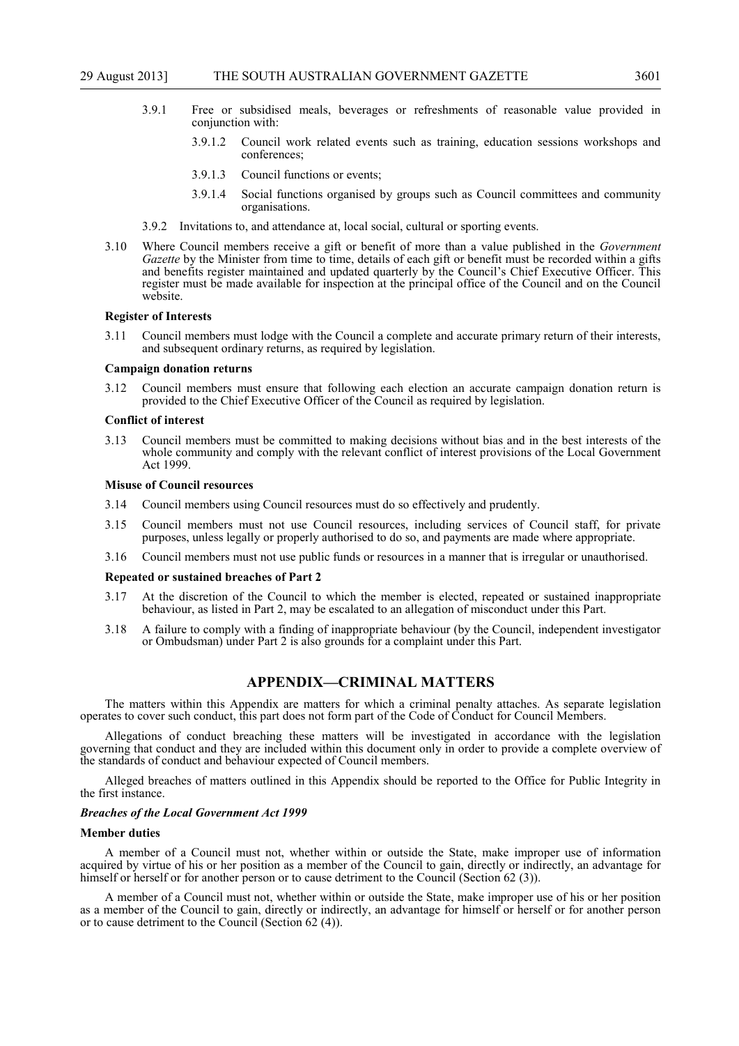3.9.1 Free or subsidised meals, beverages or refreshments of reasonable value provided in conjunction with:

3.9.1.2 Council work related events such as training, education sessions workshops and conferences;

3.9.1.3 Council functions or events;

3.9.1.4 Social functions organised by groups such as Council committees and community organisations.

3.9.2 Invitations to, and attendance at, local social, cultural or sporting events.

3.10 Where Council members receive a gift or benefit of more than a value published in the *Government Gazette* by the Minister from time to time, details of each gift or benefit must be recorded within a gifts and benefits register maintained and updated quarterly by the Council's Chief Executive Officer. This register must be made available for inspection at the principal office of the Council and on the Council website.

**Register of Interests**

3.11 Council members must lodge with the Council a complete and accurate primary return of their interests, and subsequent ordinary returns, as required by legislation.

**Campaign donation returns**

3.12 Council members must ensure that following each election an accurate campaign donation return is provided to the Chief Executive Officer of the Council as required by legislation.

**Conflict of interest**

3.13 Council members must be committed to making decisions without bias and in the best interests of the whole community and comply with the relevant conflict of interest provisions of the Local Government Act 1999.

**Misuse of Council resources**

3.14 Council members using Council resources must do so effectively and prudently.

3.15 Council members must not use Council resources, including services of Council staff, for private purposes, unless legally or properly authorised to do so, and payments are made where appropriate.

3.16 Council members must not use public funds or resources in a manner that is irregular or unauthorised.

**Repeated or sustained breaches of Part 2**

3.17 At the discretion of the Council to which the member is elected, repeated or sustained inappropriate behaviour, as listed in Part 2, may be escalated to an allegation of misconduct under this Part.

3.18 A failure to comply with a finding of inappropriate behaviour (by the Council, independent investigator or Ombudsman) under Part 2 is also grounds for a complaint under this Part.

## APPENDIX—CRIMINAL MATTERS

The matters within this Appendix are matters for which a criminal penalty attaches. As separate legislation operates to cover such conduct, this part does not form part of the Code of Conduct for Council Members.

Allegations of conduct breaching these matters will be investigated in accordance with the legislation governing that conduct and they are included within this document only in order to provide a complete overview of the standards of conduct and behaviour expected of Council members.

Alleged breaches of matters outlined in this Appendix should be reported to the Office for Public Integrity in the first instance.

***Breaches of the Local Government Act 1999***

**Member duties**

A member of a Council must not, whether within or outside the State, make improper use of information acquired by virtue of his or her position as a member of the Council to gain, directly or indirectly, an advantage for himself or herself or for another person or to cause detriment to the Council (Section 62 (3)).

A member of a Council must not, whether within or outside the State, make improper use of his or her position as a member of the Council to gain, directly or indirectly, an advantage for himself or herself or for another person or to cause detriment to the Council (Section 62 (4)).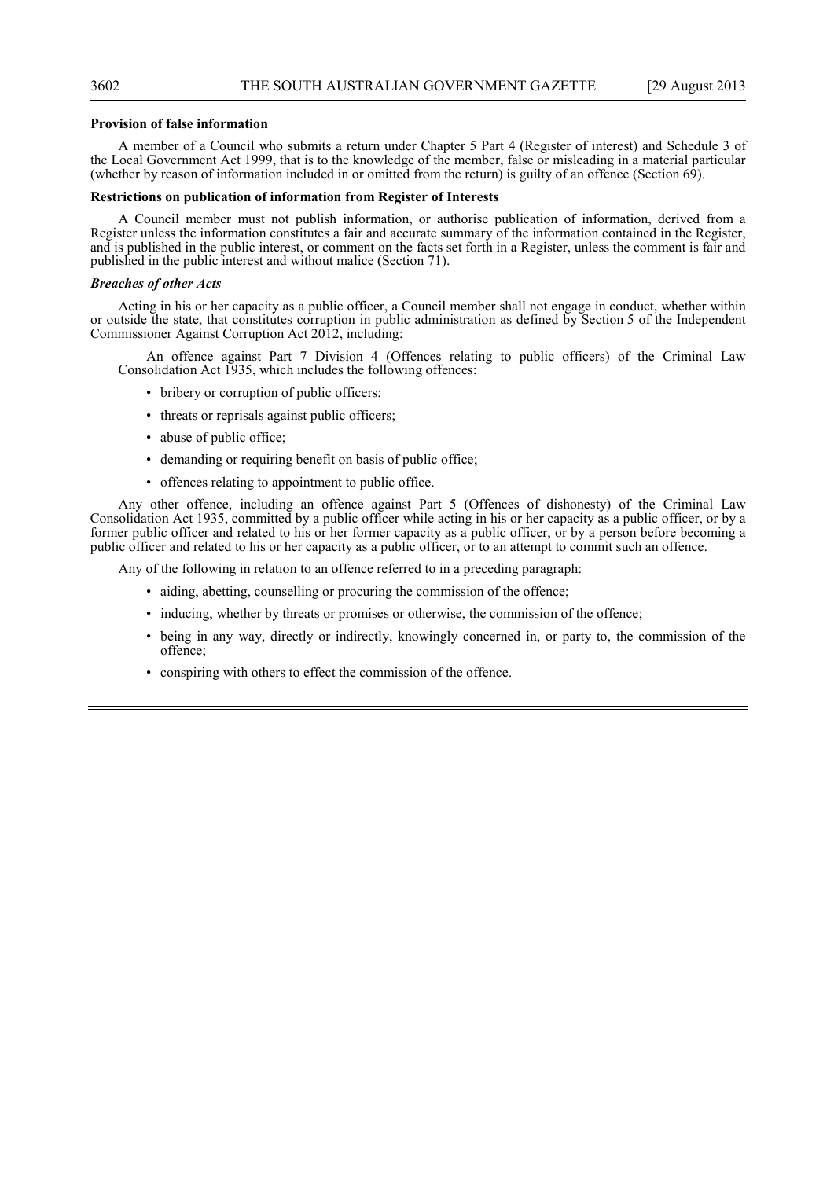**Provision of false information**

A member of a Council who submits a return under Chapter 5 Part 4 (Register of interest) and Schedule 3 of the Local Government Act 1999, that is to the knowledge of the member, false or misleading in a material particular (whether by reason of information included in or omitted from the return) is guilty of an offence (Section 69).

**Restrictions on publication of information from Register of Interests**

A Council member must not publish information, or authorise publication of information, derived from a Register unless the information constitutes a fair and accurate summary of the information contained in the Register, and is published in the public interest, or comment on the facts set forth in a Register, unless the comment is fair and published in the public interest and without malice (Section 71).

***Breaches of other Acts***

Acting in his or her capacity as a public officer, a Council member shall not engage in conduct, whether within or outside the state, that constitutes corruption in public administration as defined by Section 5 of the Independent Commissioner Against Corruption Act 2012, including:

An offence against Part 7 Division 4 (Offences relating to public officers) of the Criminal Law Consolidation Act 1935, which includes the following offences:

- bribery or corruption of public officers;
- threats or reprisals against public officers;
- abuse of public office;
- demanding or requiring benefit on basis of public office;
- offences relating to appointment to public office.

Any other offence, including an offence against Part 5 (Offences of dishonesty) of the Criminal Law Consolidation Act 1935, committed by a public officer while acting in his or her capacity as a public officer, or by a former public officer and related to his or her former capacity as a public officer, or by a person before becoming a public officer and related to his or her capacity as a public officer, or to an attempt to commit such an offence.

Any of the following in relation to an offence referred to in a preceding paragraph:

- aiding, abetting, counselling or procuring the commission of the offence;
- inducing, whether by threats or promises or otherwise, the commission of the offence;
- being in any way, directly or indirectly, knowingly concerned in, or party to, the commission of the offence;
- conspiring with others to effect the commission of the offence.